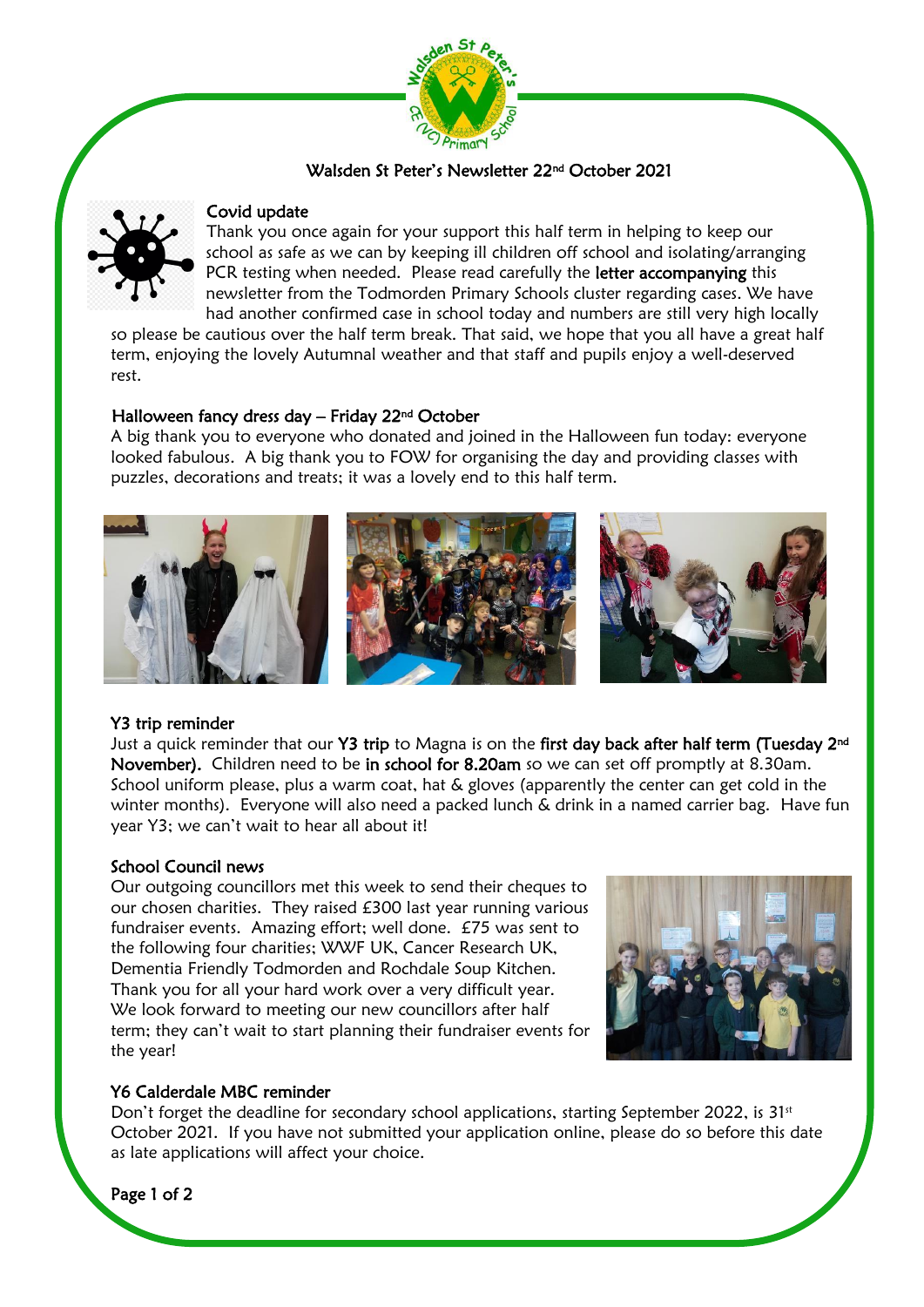# Walsden St Peter's Newsletter 22nd October 2021

## Covid update

Thank you once again for your support this half term in helping to keep our school as safe as we can by keeping ill children off school and isolating/arranging PCR testing when needed. Please read carefully the **letter accompanying** this newsletter from the Todmorden Primary Schools cluster regarding cases. We have had another confirmed case in school today and numbers are still very high locally so please be cautious over the half term break. That said, we hope that you all have a great half term, enjoying the lovely Autumnal weather and that staff and pupils enjoy a well-deserved rest.

## Halloween fancy dress day – Friday 22nd October

A big thank you to everyone who donated and joined in the Halloween fun today: everyone looked fabulous. A big thank you to FOW for organising the day and providing classes with puzzles, decorations and treats; it was a lovely end to this half term.

## Y3 trip reminder

Just a quick reminder that our **Y3 trip** to Magna is on the **first day back after half term (Tuesday 2nd November).** Children need to be **in school for 8.20am** so we can set off promptly at 8.30am. School uniform please, plus a warm coat, hat & gloves (apparently the center can get cold in the winter months). Everyone will also need a packed lunch & drink in a named carrier bag. Have fun year Y3; we can't wait to hear all about it!

## School Council news

Our outgoing councillors met this week to send their cheques to our chosen charities. They raised £300 last year running various fundraiser events. Amazing effort; well done. £75 was sent to the following four charities; WWF UK, Cancer Research UK, Dementia Friendly Todmorden and Rochdale Soup Kitchen. Thank you for all your hard work over a very difficult year. We look forward to meeting our new councillors after half term; they can't wait to start planning their fundraiser events for the year!

## Y6 Calderdale MBC reminder

Don't forget the deadline for secondary school applications, starting September 2022, is 31st October 2021. If you have not submitted your application online, please do so before this date as late applications will affect your choice.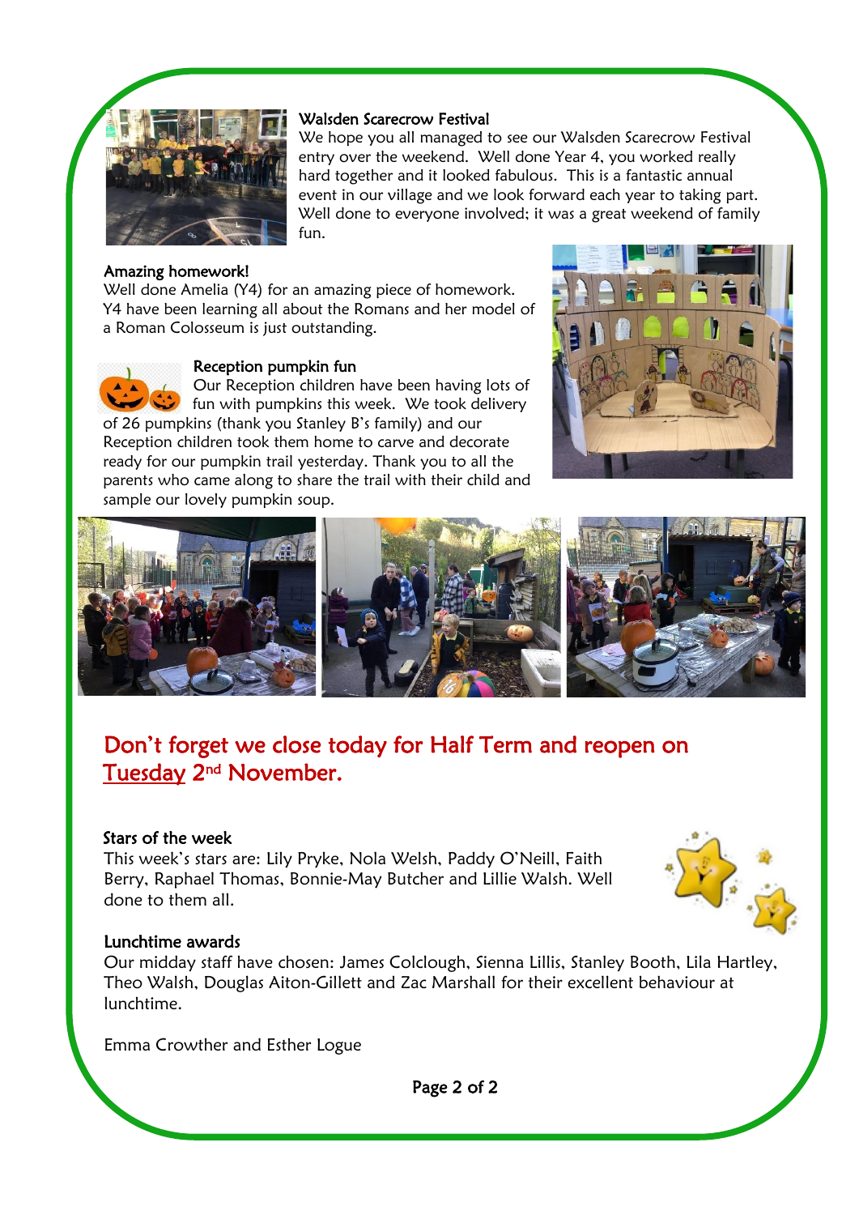### Walsden Scarecrow Festival

We hope you all managed to see our Walsden Scarecrow Festival entry over the weekend. Well done Year 4, you worked really hard together and it looked fabulous. This is a fantastic annual event in our village and we look forward each year to taking part. Well done to everyone involved; it was a great weekend of family fun.

### Amazing homework!

Well done Amelia (Y4) for an amazing piece of homework. Y4 have been learning all about the Romans and her model of a Roman Colosseum is just outstanding.

### Reception pumpkin fun

Our Reception children have been having lots of fun with pumpkins this week. We took delivery of 26 pumpkins (thank you Stanley B's family) and our Reception children took them home to carve and decorate ready for our pumpkin trail yesterday. Thank you to all the parents who came along to share the trail with their child and sample our lovely pumpkin soup.

## Don't forget we close today for Half Term and reopen on Tuesday 2nd November.

### Stars of the week

This week's stars are: Lily Pryke, Nola Welsh, Paddy O'Neill, Faith Berry, Raphael Thomas, Bonnie-May Butcher and Lillie Walsh. Well done to them all.

### Lunchtime awards

Our midday staff have chosen: James Colclough, Sienna Lillis, Stanley Booth, Lila Hartley, Theo Walsh, Douglas Aiton-Gillett and Zac Marshall for their excellent behaviour at lunchtime.

Emma Crowther and Esther Logue